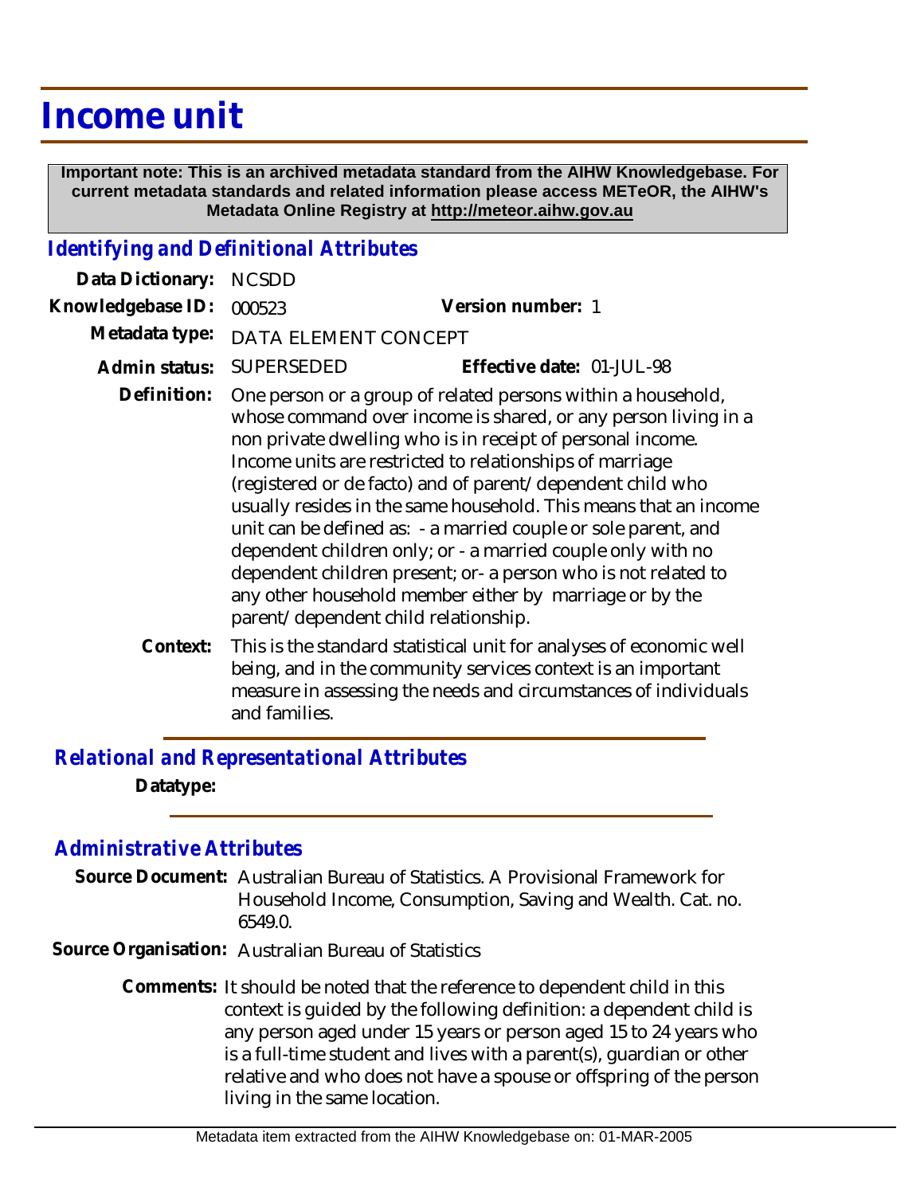# Income unit

**Important note: This is an archived metadata standard from the AIHW Knowledgebase. For current metadata standards and related information please access METeOR, the AIHW's Metadata Online Registry at http://meteor.aihw.gov.au**

## *Identifying and Definitional Attributes*

**Data Dictionary:** NCSDD

**Knowledgebase ID:** 000523 **Version number:** 1

**Metadata type:** DATA ELEMENT CONCEPT

**Admin status:** SUPERSEDED **Effective date:** 01-JUL-98

**Definition:** One person or a group of related persons within a household, whose command over income is shared, or any person living in a non private dwelling who is in receipt of personal income. Income units are restricted to relationships of marriage (registered or de facto) and of parent/dependent child who usually resides in the same household. This means that an income unit can be defined as: - a married couple or sole parent, and dependent children only; or - a married couple only with no dependent children present; or- a person who is not related to any other household member either by marriage or by the parent/dependent child relationship.

**Context:** This is the standard statistical unit for analyses of economic well being, and in the community services context is an important measure in assessing the needs and circumstances of individuals and families.

## *Relational and Representational Attributes*

**Datatype:**

## *Administrative Attributes*

**Source Document:** Australian Bureau of Statistics. A Provisional Framework for Household Income, Consumption, Saving and Wealth. Cat. no. 6549.0.

**Source Organisation:** Australian Bureau of Statistics

**Comments:** It should be noted that the reference to dependent child in this context is guided by the following definition: a dependent child is any person aged under 15 years or person aged 15 to 24 years who is a full-time student and lives with a parent(s), guardian or other relative and who does not have a spouse or offspring of the person living in the same location.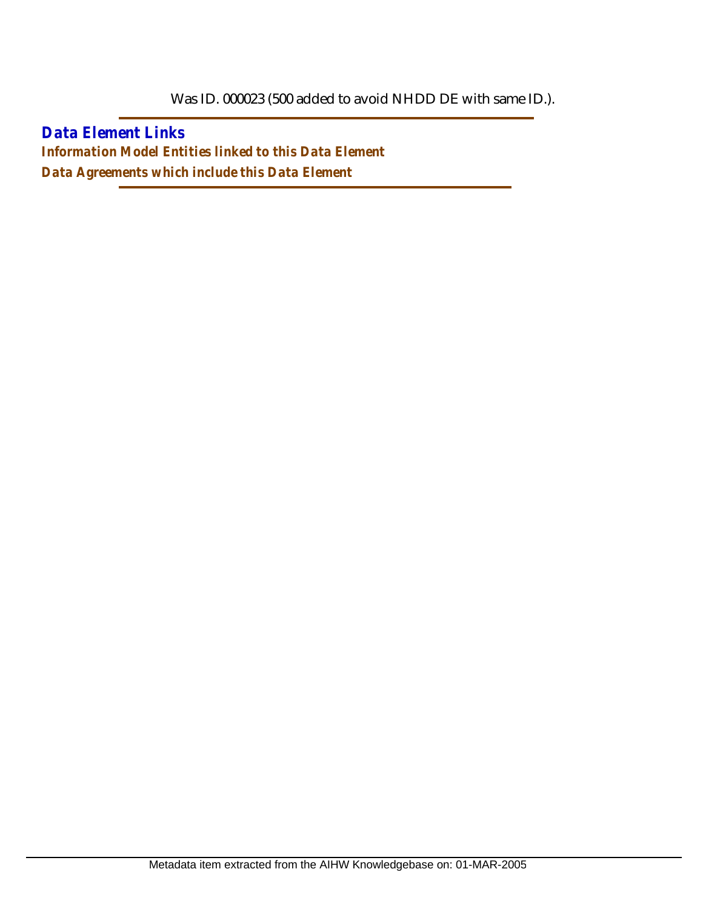Was ID. 000023 (500 added to avoid NHDD DE with same ID.).

## Data Element Links

***Information Model Entities linked to this Data Element***

***Data Agreements which include this Data Element***

Metadata item extracted from the AIHW Knowledgebase on: 01-MAR-2005